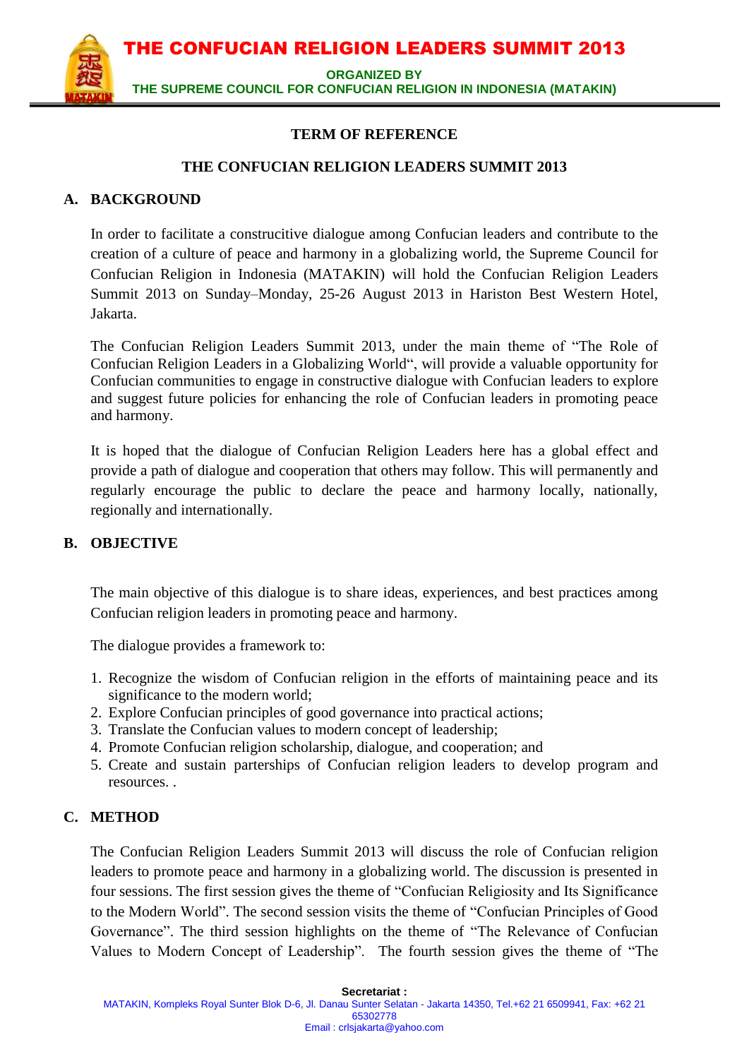# THE CONFUCIAN RELIGION LEADERS SUMMIT 2013

**ORGANIZED BY**
**THE SUPREME COUNCIL FOR CONFUCIAN RELIGION IN INDONESIA (MATAKIN)**

## TERM OF REFERENCE

## THE CONFUCIAN RELIGION LEADERS SUMMIT 2013

### A. BACKGROUND

In order to facilitate a construcitive dialogue among Confucian leaders and contribute to the creation of a culture of peace and harmony in a globalizing world, the Supreme Council for Confucian Religion in Indonesia (MATAKIN) will hold the Confucian Religion Leaders Summit 2013 on Sunday–Monday, 25-26 August 2013 in Hariston Best Western Hotel, Jakarta.

The Confucian Religion Leaders Summit 2013, under the main theme of "The Role of Confucian Religion Leaders in a Globalizing World", will provide a valuable opportunity for Confucian communities to engage in constructive dialogue with Confucian leaders to explore and suggest future policies for enhancing the role of Confucian leaders in promoting peace and harmony.

It is hoped that the dialogue of Confucian Religion Leaders here has a global effect and provide a path of dialogue and cooperation that others may follow. This will permanently and regularly encourage the public to declare the peace and harmony locally, nationally, regionally and internationally.

### B. OBJECTIVE

The main objective of this dialogue is to share ideas, experiences, and best practices among Confucian religion leaders in promoting peace and harmony.

The dialogue provides a framework to:

1. Recognize the wisdom of Confucian religion in the efforts of maintaining peace and its significance to the modern world;
2. Explore Confucian principles of good governance into practical actions;
3. Translate the Confucian values to modern concept of leadership;
4. Promote Confucian religion scholarship, dialogue, and cooperation; and
5. Create and sustain parterships of Confucian religion leaders to develop program and resources. .

### C. METHOD

The Confucian Religion Leaders Summit 2013 will discuss the role of Confucian religion leaders to promote peace and harmony in a globalizing world. The discussion is presented in four sessions. The first session gives the theme of "Confucian Religiosity and Its Significance to the Modern World". The second session visits the theme of "Confucian Principles of Good Governance". The third session highlights on the theme of "The Relevance of Confucian Values to Modern Concept of Leadership". The fourth session gives the theme of "The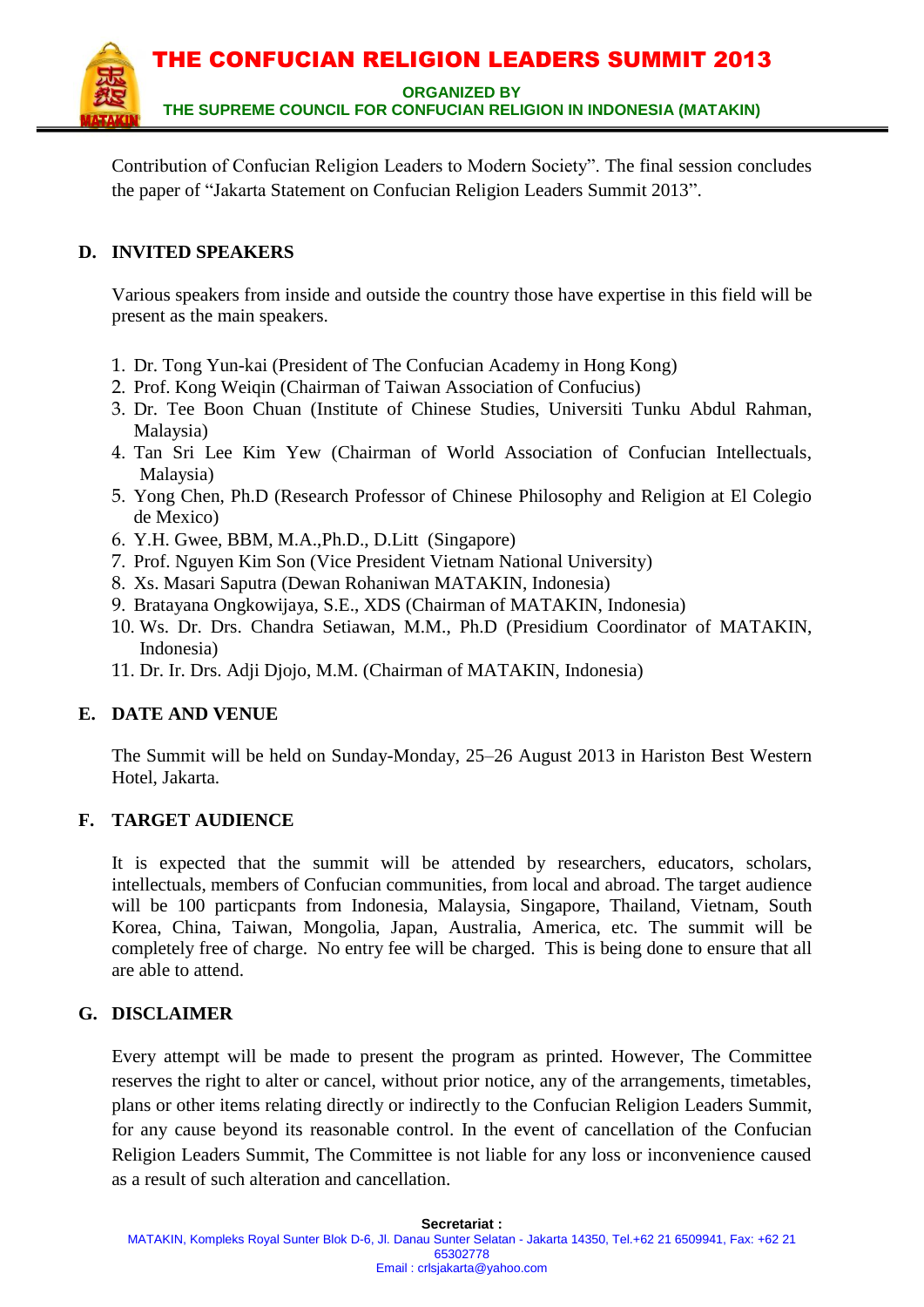Contribution of Confucian Religion Leaders to Modern Society". The final session concludes the paper of "Jakarta Statement on Confucian Religion Leaders Summit 2013".

## D. INVITED SPEAKERS

Various speakers from inside and outside the country those have expertise in this field will be present as the main speakers.

1. Dr. Tong Yun-kai (President of The Confucian Academy in Hong Kong)
2. Prof. Kong Weiqin (Chairman of Taiwan Association of Confucius)
3. Dr. Tee Boon Chuan (Institute of Chinese Studies, Universiti Tunku Abdul Rahman, Malaysia)
4. Tan Sri Lee Kim Yew (Chairman of World Association of Confucian Intellectuals, Malaysia)
5. Yong Chen, Ph.D (Research Professor of Chinese Philosophy and Religion at El Colegio de Mexico)
6. Y.H. Gwee, BBM, M.A.,Ph.D., D.Litt (Singapore)
7. Prof. Nguyen Kim Son (Vice President Vietnam National University)
8. Xs. Masari Saputra (Dewan Rohaniwan MATAKIN, Indonesia)
9. Bratayana Ongkowijaya, S.E., XDS (Chairman of MATAKIN, Indonesia)
10. Ws. Dr. Drs. Chandra Setiawan, M.M., Ph.D (Presidium Coordinator of MATAKIN, Indonesia)
11. Dr. Ir. Drs. Adji Djojo, M.M. (Chairman of MATAKIN, Indonesia)

## E. DATE AND VENUE

The Summit will be held on Sunday-Monday, 25–26 August 2013 in Hariston Best Western Hotel, Jakarta.

## F. TARGET AUDIENCE

It is expected that the summit will be attended by researchers, educators, scholars, intellectuals, members of Confucian communities, from local and abroad. The target audience will be 100 particpants from Indonesia, Malaysia, Singapore, Thailand, Vietnam, South Korea, China, Taiwan, Mongolia, Japan, Australia, America, etc. The summit will be completely free of charge. No entry fee will be charged. This is being done to ensure that all are able to attend.

## G. DISCLAIMER

Every attempt will be made to present the program as printed. However, The Committee reserves the right to alter or cancel, without prior notice, any of the arrangements, timetables, plans or other items relating directly or indirectly to the Confucian Religion Leaders Summit, for any cause beyond its reasonable control. In the event of cancellation of the Confucian Religion Leaders Summit, The Committee is not liable for any loss or inconvenience caused as a result of such alteration and cancellation.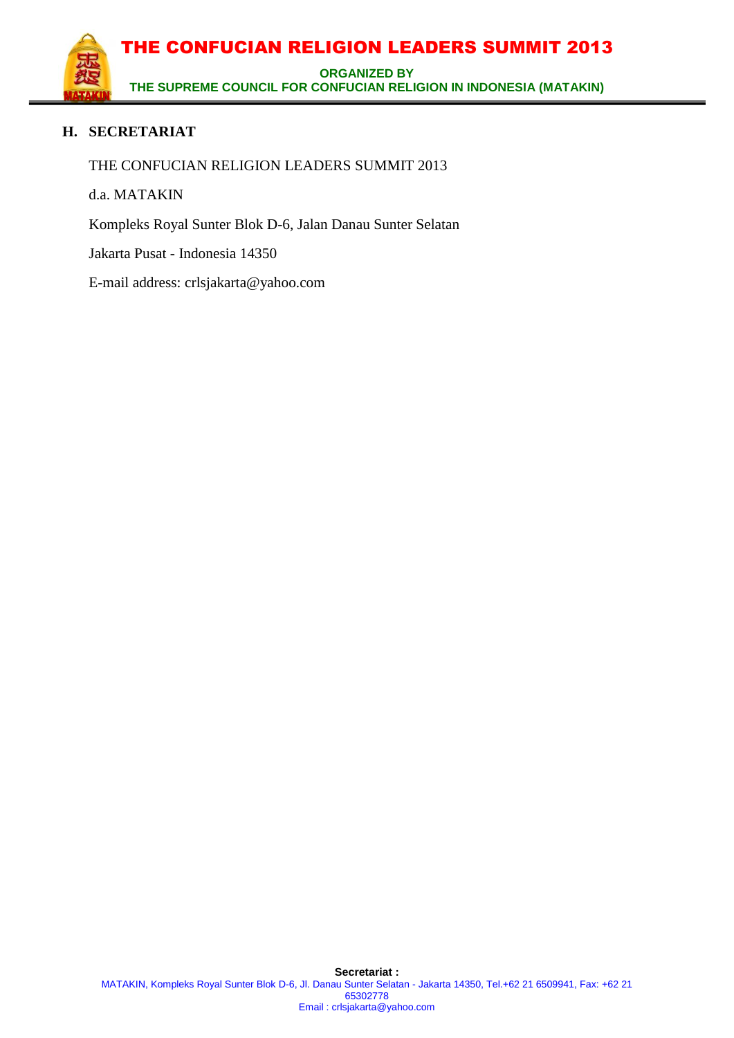## H. SECRETARIAT

THE CONFUCIAN RELIGION LEADERS SUMMIT 2013

d.a. MATAKIN

Kompleks Royal Sunter Blok D-6, Jalan Danau Sunter Selatan

Jakarta Pusat - Indonesia 14350

E-mail address: crlsjakarta@yahoo.com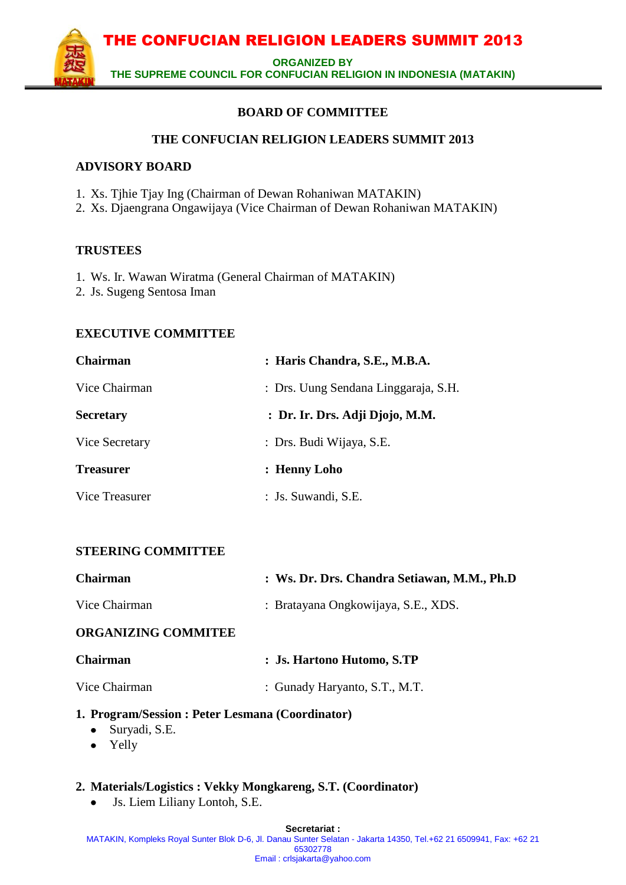## BOARD OF COMMITTEE

## THE CONFUCIAN RELIGION LEADERS SUMMIT 2013

### ADVISORY BOARD

1. Xs. Tjhie Tjay Ing (Chairman of Dewan Rohaniwan MATAKIN)
2. Xs. Djaengrana Ongawijaya (Vice Chairman of Dewan Rohaniwan MATAKIN)

### TRUSTEES

1. Ws. Ir. Wawan Wiratma (General Chairman of MATAKIN)
2. Js. Sugeng Sentosa Iman

### EXECUTIVE COMMITTEE

**Chairman** : **Haris Chandra, S.E., M.B.A.**

Vice Chairman : Drs. Uung Sendana Linggaraja, S.H.

**Secretary** : **Dr. Ir. Drs. Adji Djojo, M.M.**

Vice Secretary : Drs. Budi Wijaya, S.E.

**Treasurer** : **Henny Loho**

Vice Treasurer : Js. Suwandi, S.E.

### STEERING COMMITTEE

**Chairman** : **Ws. Dr. Drs. Chandra Setiawan, M.M., Ph.D**

Vice Chairman : Bratayana Ongkowijaya, S.E., XDS.

### ORGANIZING COMMITEE

**Chairman** : **Js. Hartono Hutomo, S.TP**

Vice Chairman : Gunady Haryanto, S.T., M.T.

1. **Program/Session : Peter Lesmana (Coordinator)**
   - Suryadi, S.E.
   - Yelly

2. **Materials/Logistics : Vekky Mongkareng, S.T. (Coordinator)**
   - Js. Liem Liliany Lontoh, S.E.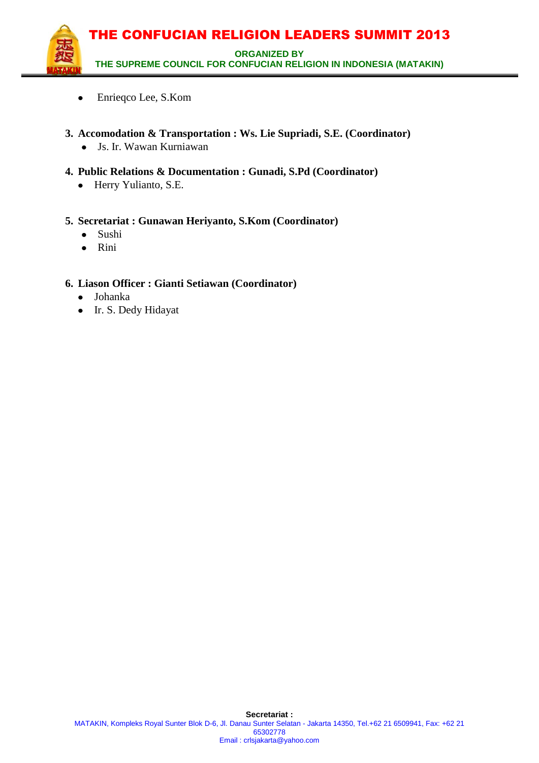- Enrieqco Lee, S.Kom

3. **Accomodation & Transportation : Ws. Lie Supriadi, S.E. (Coordinator)**
   - Js. Ir. Wawan Kurniawan

4. **Public Relations & Documentation : Gunadi, S.Pd (Coordinator)**
   - Herry Yulianto, S.E.

5. **Secretariat : Gunawan Heriyanto, S.Kom (Coordinator)**
   - Sushi
   - Rini

6. **Liason Officer : Gianti Setiawan (Coordinator)**
   - Johanka
   - Ir. S. Dedy Hidayat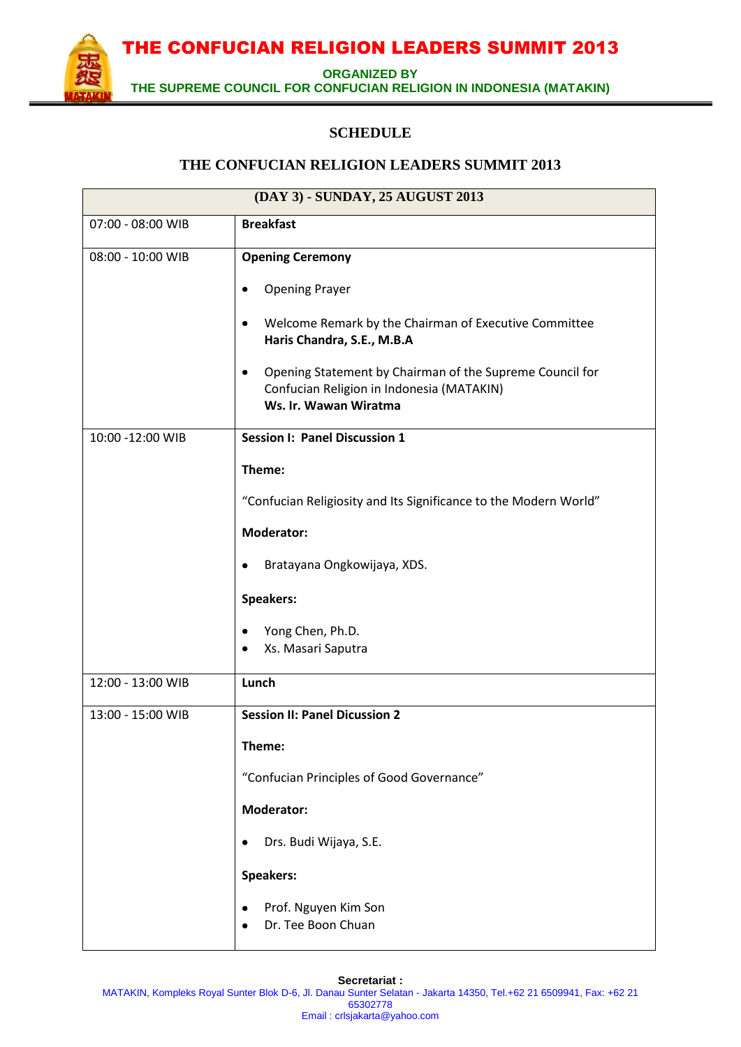## SCHEDULE

## THE CONFUCIAN RELIGION LEADERS SUMMIT 2013

| (DAY 3) - SUNDAY, 25 AUGUST 2013 | |
|---|---|
| 07:00 - 08:00 WIB | **Breakfast** |
| 08:00 - 10:00 WIB | **Opening Ceremony**<br>• Opening Prayer<br>• Welcome Remark by the Chairman of Executive Committee **Haris Chandra, S.E., M.B.A**<br>• Opening Statement by Chairman of the Supreme Council for Confucian Religion in Indonesia (MATAKIN) **Ws. Ir. Wawan Wiratma** |
| 10:00 -12:00 WIB | **Session I: Panel Discussion 1**<br>**Theme:**<br>"Confucian Religiosity and Its Significance to the Modern World"<br>**Moderator:**<br>• Bratayana Ongkowijaya, XDS.<br>**Speakers:**<br>• Yong Chen, Ph.D.<br>• Xs. Masari Saputra |
| 12:00 - 13:00 WIB | **Lunch** |
| 13:00 - 15:00 WIB | **Session II: Panel Dicussion 2**<br>**Theme:**<br>"Confucian Principles of Good Governance"<br>**Moderator:**<br>• Drs. Budi Wijaya, S.E.<br>**Speakers:**<br>• Prof. Nguyen Kim Son<br>• Dr. Tee Boon Chuan |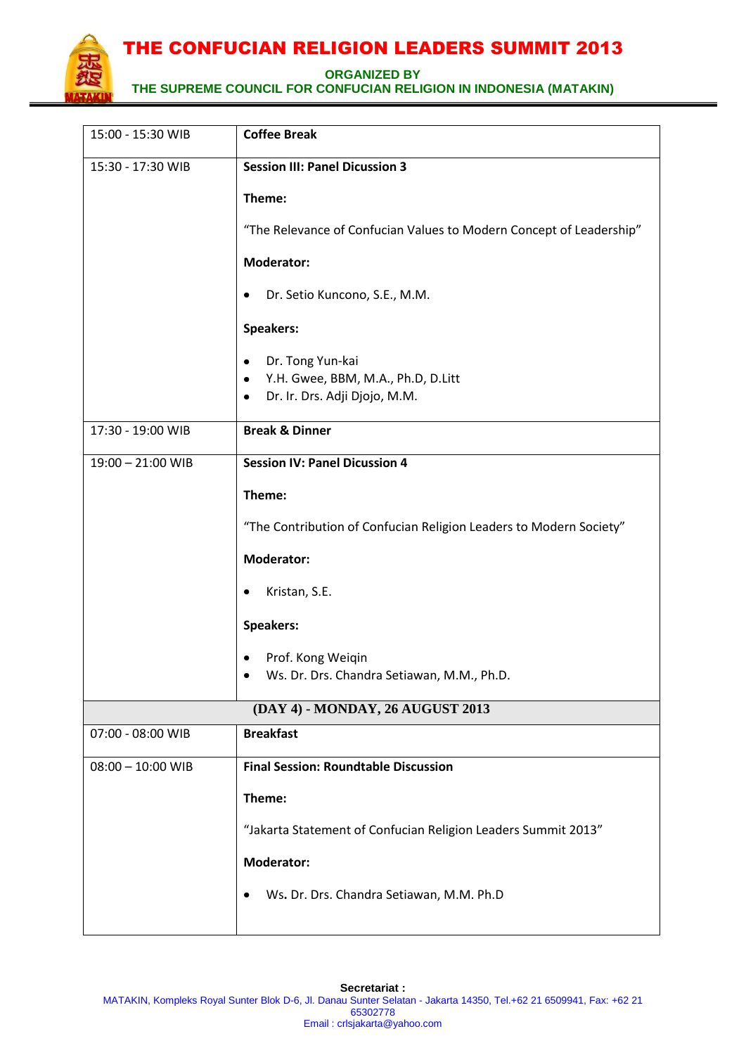| | |
|---|---|
| 15:00 - 15:30 WIB | **Coffee Break** |
| 15:30 - 17:30 WIB | **Session III: Panel Dicussion 3**<br><br>**Theme:**<br><br>"The Relevance of Confucian Values to Modern Concept of Leadership"<br><br>**Moderator:**<br><br>• Dr. Setio Kuncono, S.E., M.M.<br><br>**Speakers:**<br><br>• Dr. Tong Yun-kai<br>• Y.H. Gwee, BBM, M.A., Ph.D, D.Litt<br>• Dr. Ir. Drs. Adji Djojo, M.M. |
| 17:30 - 19:00 WIB | **Break & Dinner** |
| 19:00 – 21:00 WIB | **Session IV: Panel Dicussion 4**<br><br>**Theme:**<br><br>"The Contribution of Confucian Religion Leaders to Modern Society"<br><br>**Moderator:**<br><br>• Kristan, S.E.<br><br>**Speakers:**<br><br>• Prof. Kong Weiqin<br>• Ws. Dr. Drs. Chandra Setiawan, M.M., Ph.D. |
| **(DAY 4) - MONDAY, 26 AUGUST 2013** | |
| 07:00 - 08:00 WIB | **Breakfast** |
| 08:00 – 10:00 WIB | **Final Session: Roundtable Discussion**<br><br>**Theme:**<br><br>"Jakarta Statement of Confucian Religion Leaders Summit 2013"<br><br>**Moderator:**<br><br>• Ws. Dr. Drs. Chandra Setiawan, M.M. Ph.D |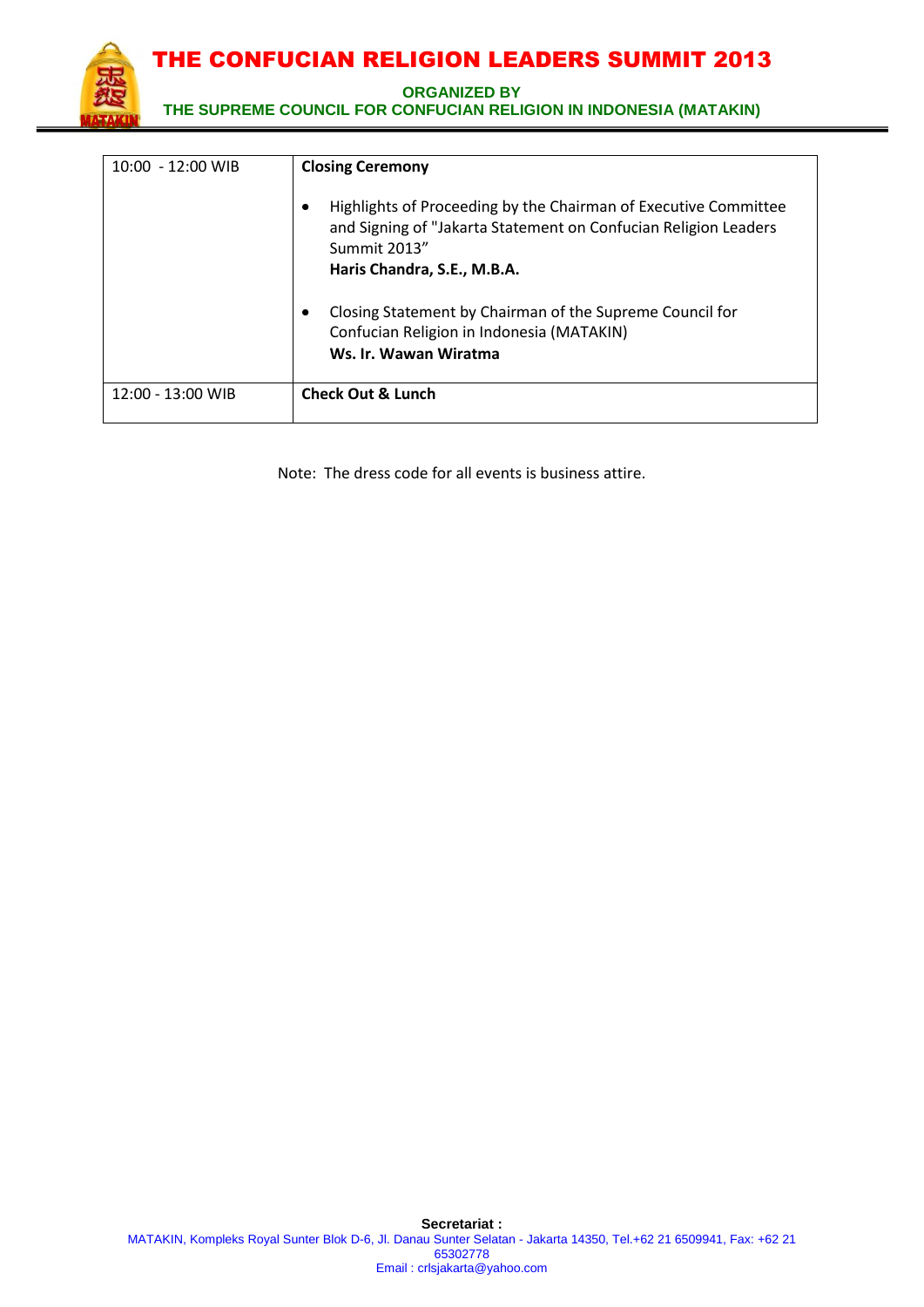| | |
|---|---|
| 10:00 - 12:00 WIB | **Closing Ceremony**<br><br>• Highlights of Proceeding by the Chairman of Executive Committee and Signing of "Jakarta Statement on Confucian Religion Leaders Summit 2013"<br>**Haris Chandra, S.E., M.B.A.**<br><br>• Closing Statement by Chairman of the Supreme Council for Confucian Religion in Indonesia (MATAKIN)<br>**Ws. Ir. Wawan Wiratma** |
| 12:00 - 13:00 WIB | **Check Out & Lunch** |

Note: The dress code for all events is business attire.